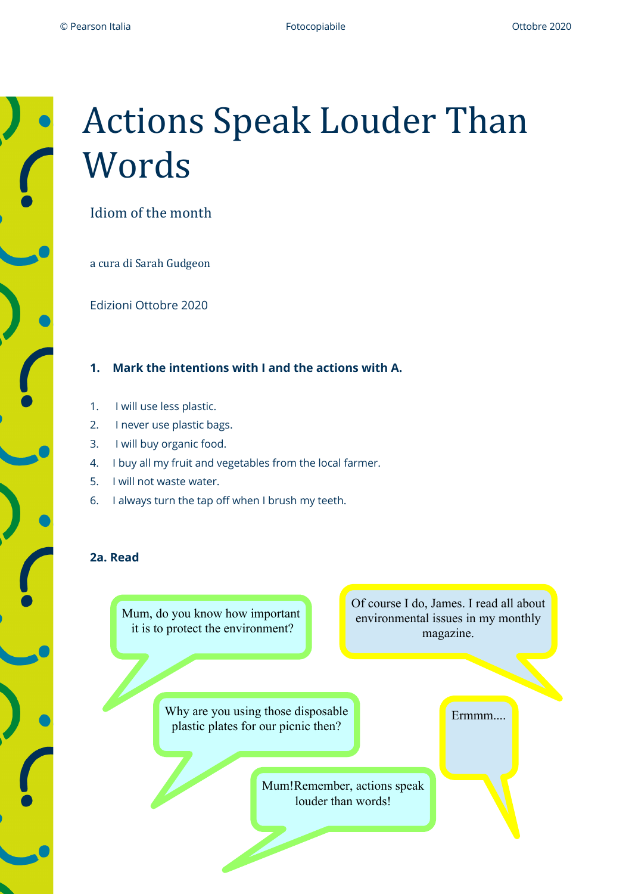# Actions Speak Louder Than Words

Idiom of the month

a cura di Sarah Gudgeon

Edizioni Ottobre 2020

**1. Mark the intentions with I and the actions with A.**

1. I will use less plastic.
2. I never use plastic bags.
3. I will buy organic food.
4. I buy all my fruit and vegetables from the local farmer.
5. I will not waste water.
6. I always turn the tap off when I brush my teeth.

**2a. Read**

Mum, do you know how important it is to protect the environment?

Of course I do, James. I read all about environmental issues in my monthly magazine.

Why are you using those disposable plastic plates for our picnic then?

Ermmm....

Mum!Remember, actions speak louder than words!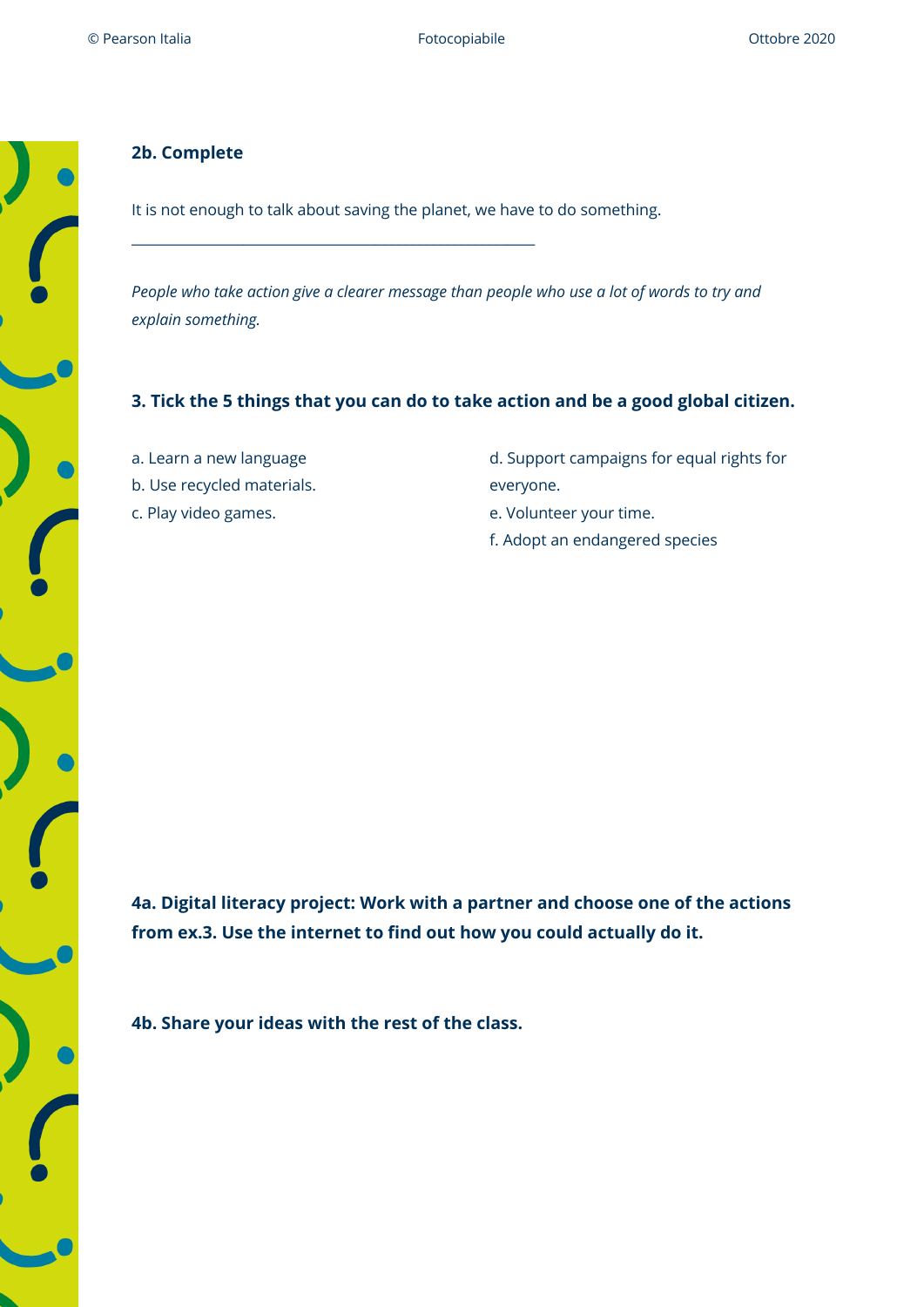**2b. Complete**

It is not enough to talk about saving the planet, we have to do something.

______________________________________________________

*People who take action give a clearer message than people who use a lot of words to try and explain something.*

**3. Tick the 5 things that you can do to take action and be a good global citizen.**

a. Learn a new language
b. Use recycled materials.
c. Play video games.
d. Support campaigns for equal rights for everyone.
e. Volunteer your time.
f. Adopt an endangered species

**4a. Digital literacy project: Work with a partner and choose one of the actions from ex.3. Use the internet to find out how you could actually do it.**

**4b. Share your ideas with the rest of the class.**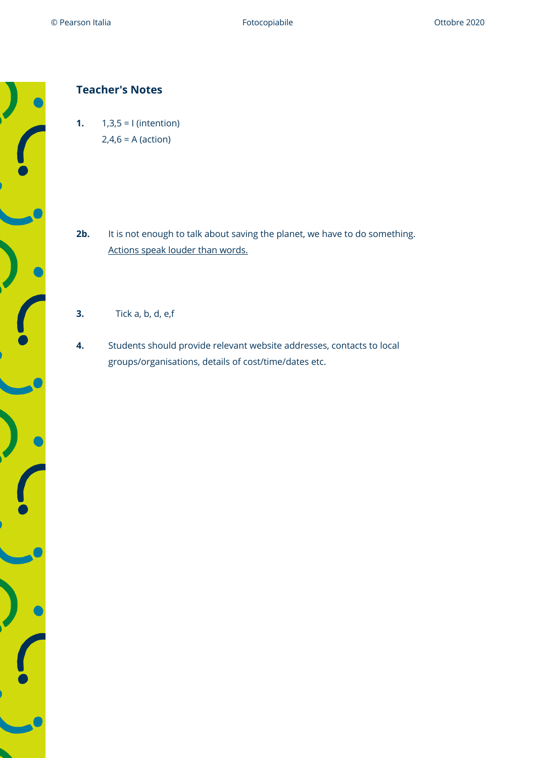## Teacher's Notes

**1.** 1,3,5 = I (intention)
2,4,6 = A (action)

**2b.** It is not enough to talk about saving the planet, we have to do something.
<u>Actions speak louder than words.</u>

**3.** Tick a, b, d, e,f

**4.** Students should provide relevant website addresses, contacts to local groups/organisations, details of cost/time/dates etc.